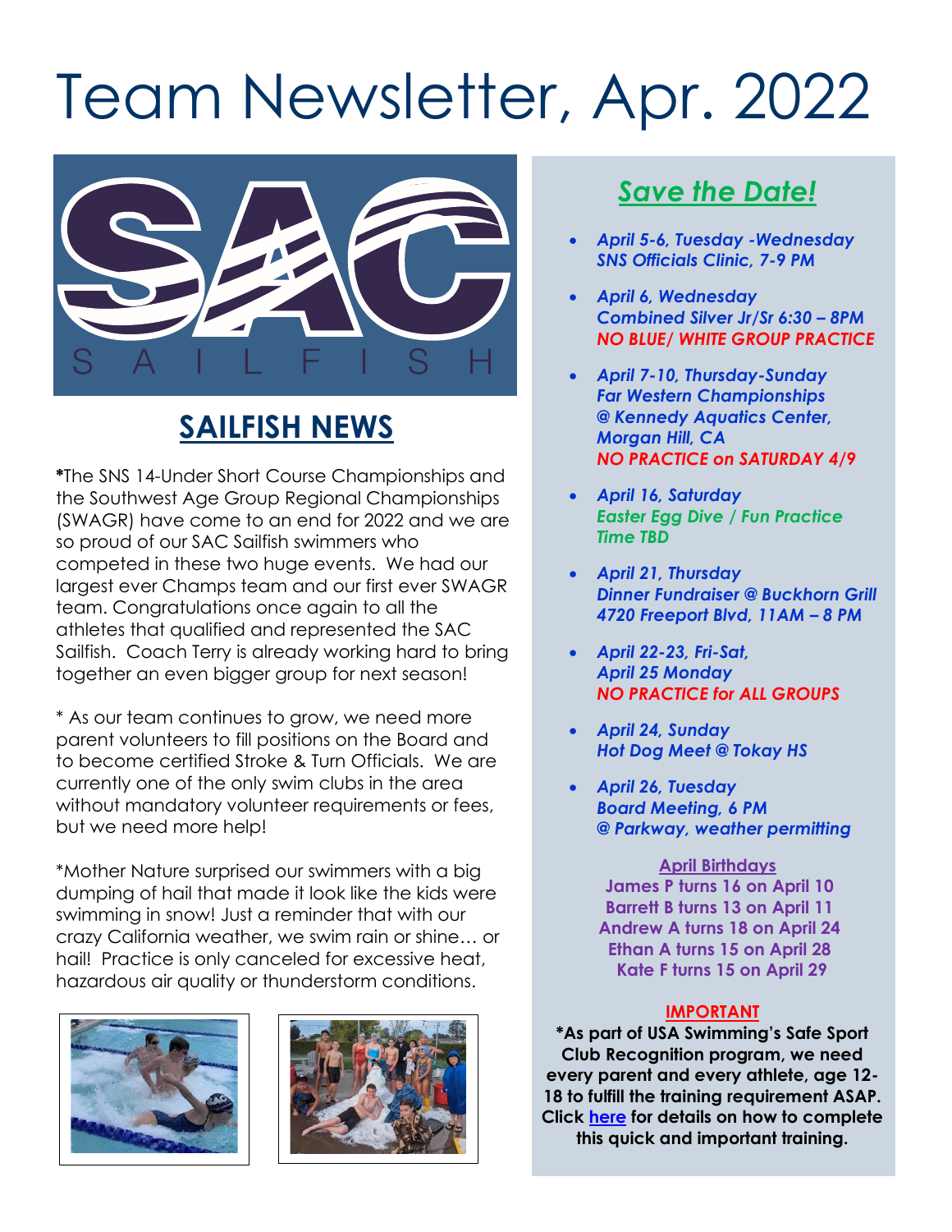# Team Newsletter, Apr. 2022

## SAILFISH NEWS

*The SNS 14-Under Short Course Championships and the Southwest Age Group Regional Championships (SWAGR) have come to an end for 2022 and we are so proud of our SAC Sailfish swimmers who competed in these two huge events. We had our largest ever Champs team and our first ever SWAGR team. Congratulations once again to all the athletes that qualified and represented the SAC Sailfish. Coach Terry is already working hard to bring together an even bigger group for next season!

* As our team continues to grow, we need more parent volunteers to fill positions on the Board and to become certified Stroke & Turn Officials. We are currently one of the only swim clubs in the area without mandatory volunteer requirements or fees, but we need more help!

*Mother Nature surprised our swimmers with a big dumping of hail that made it look like the kids were swimming in snow! Just a reminder that with our crazy California weather, we swim rain or shine… or hail! Practice is only canceled for excessive heat, hazardous air quality or thunderstorm conditions.

## *Save the Date!*

- ***April 5-6, Tuesday -Wednesday***
  ***SNS Officials Clinic, 7-9 PM***
- ***April 6, Wednesday***
  ***Combined Silver Jr/Sr 6:30 – 8PM***
  ***NO BLUE/ WHITE GROUP PRACTICE***
- ***April 7-10, Thursday-Sunday***
  ***Far Western Championships***
  ***@ Kennedy Aquatics Center, Morgan Hill, CA***
  ***NO PRACTICE on SATURDAY 4/9***
- ***April 16, Saturday***
  ***Easter Egg Dive / Fun Practice***
  ***Time TBD***
- ***April 21, Thursday***
  ***Dinner Fundraiser @ Buckhorn Grill***
  ***4720 Freeport Blvd, 11AM – 8 PM***
- ***April 22-23, Fri-Sat,***
  ***April 25 Monday***
  ***NO PRACTICE for ALL GROUPS***
- ***April 24, Sunday***
  ***Hot Dog Meet @ Tokay HS***
- ***April 26, Tuesday***
  ***Board Meeting, 6 PM***
  ***@ Parkway, weather permitting***

**April Birthdays**

**James P turns 16 on April 10**
**Barrett B turns 13 on April 11**
**Andrew A turns 18 on April 24**
**Ethan A turns 15 on April 28**
**Kate F turns 15 on April 29**

**IMPORTANT**

**\*As part of USA Swimming's Safe Sport Club Recognition program, we need every parent and every athlete, age 12-18 to fulfill the training requirement ASAP. Click here for details on how to complete this quick and important training.**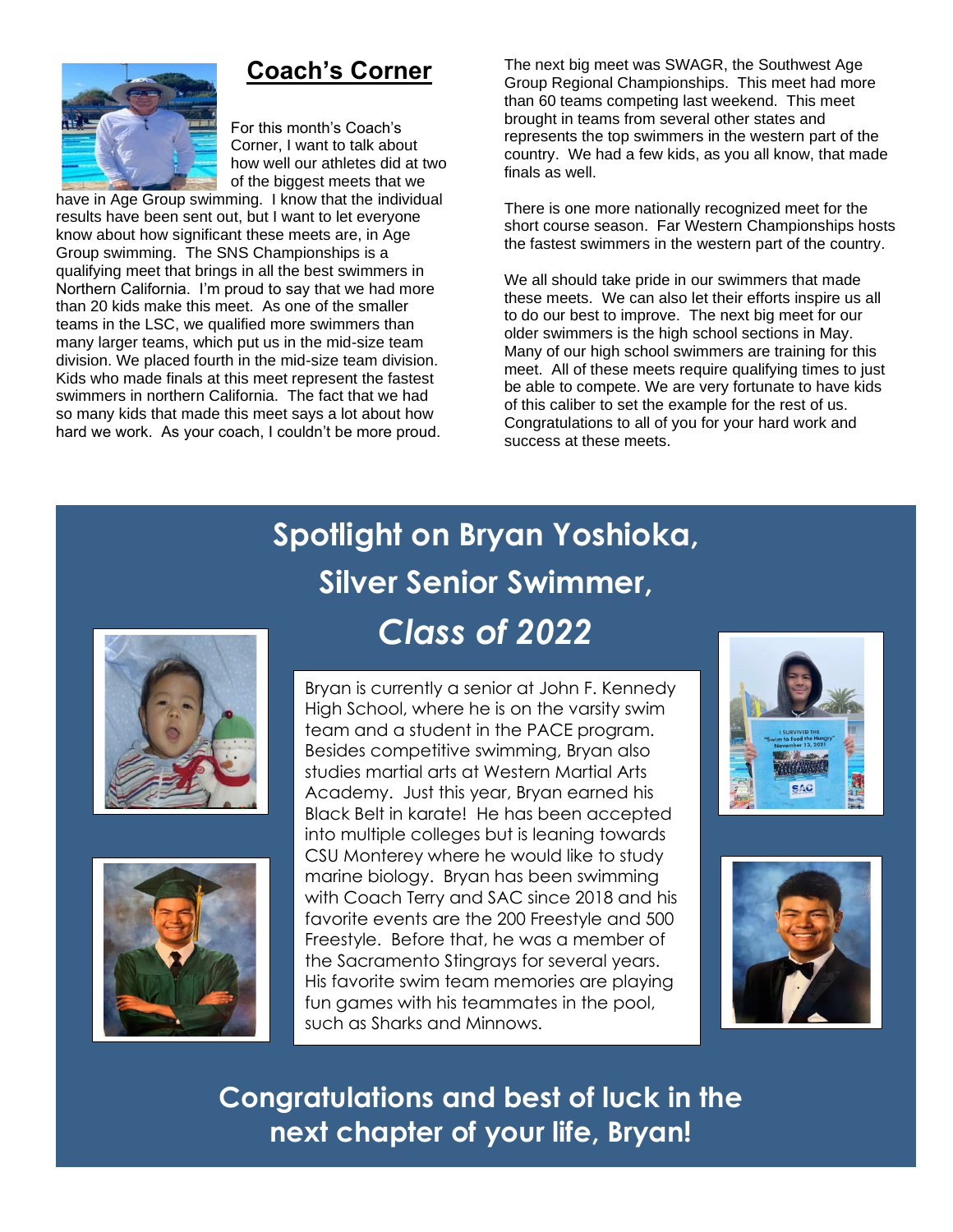## Coach's Corner

For this month's Coach's Corner, I want to talk about how well our athletes did at two of the biggest meets that we have in Age Group swimming. I know that the individual results have been sent out, but I want to let everyone know about how significant these meets are, in Age Group swimming. The SNS Championships is a qualifying meet that brings in all the best swimmers in Northern California. I'm proud to say that we had more than 20 kids make this meet. As one of the smaller teams in the LSC, we qualified more swimmers than many larger teams, which put us in the mid-size team division. We placed fourth in the mid-size team division. Kids who made finals at this meet represent the fastest swimmers in northern California. The fact that we had so many kids that made this meet says a lot about how hard we work. As your coach, I couldn't be more proud.

The next big meet was SWAGR, the Southwest Age Group Regional Championships. This meet had more than 60 teams competing last weekend. This meet brought in teams from several other states and represents the top swimmers in the western part of the country. We had a few kids, as you all know, that made finals as well.

There is one more nationally recognized meet for the short course season. Far Western Championships hosts the fastest swimmers in the western part of the country.

We all should take pride in our swimmers that made these meets. We can also let their efforts inspire us all to do our best to improve. The next big meet for our older swimmers is the high school sections in May. Many of our high school swimmers are training for this meet. All of these meets require qualifying times to just be able to compete. We are very fortunate to have kids of this caliber to set the example for the rest of us. Congratulations to all of you for your hard work and success at these meets.

## Spotlight on Bryan Yoshioka, Silver Senior Swimmer, *Class of 2022*

Bryan is currently a senior at John F. Kennedy High School, where he is on the varsity swim team and a student in the PACE program. Besides competitive swimming, Bryan also studies martial arts at Western Martial Arts Academy. Just this year, Bryan earned his Black Belt in karate! He has been accepted into multiple colleges but is leaning towards CSU Monterey where he would like to study marine biology. Bryan has been swimming with Coach Terry and SAC since 2018 and his favorite events are the 200 Freestyle and 500 Freestyle. Before that, he was a member of the Sacramento Stingrays for several years. His favorite swim team memories are playing fun games with his teammates in the pool, such as Sharks and Minnows.

**Congratulations and best of luck in the next chapter of your life, Bryan!**